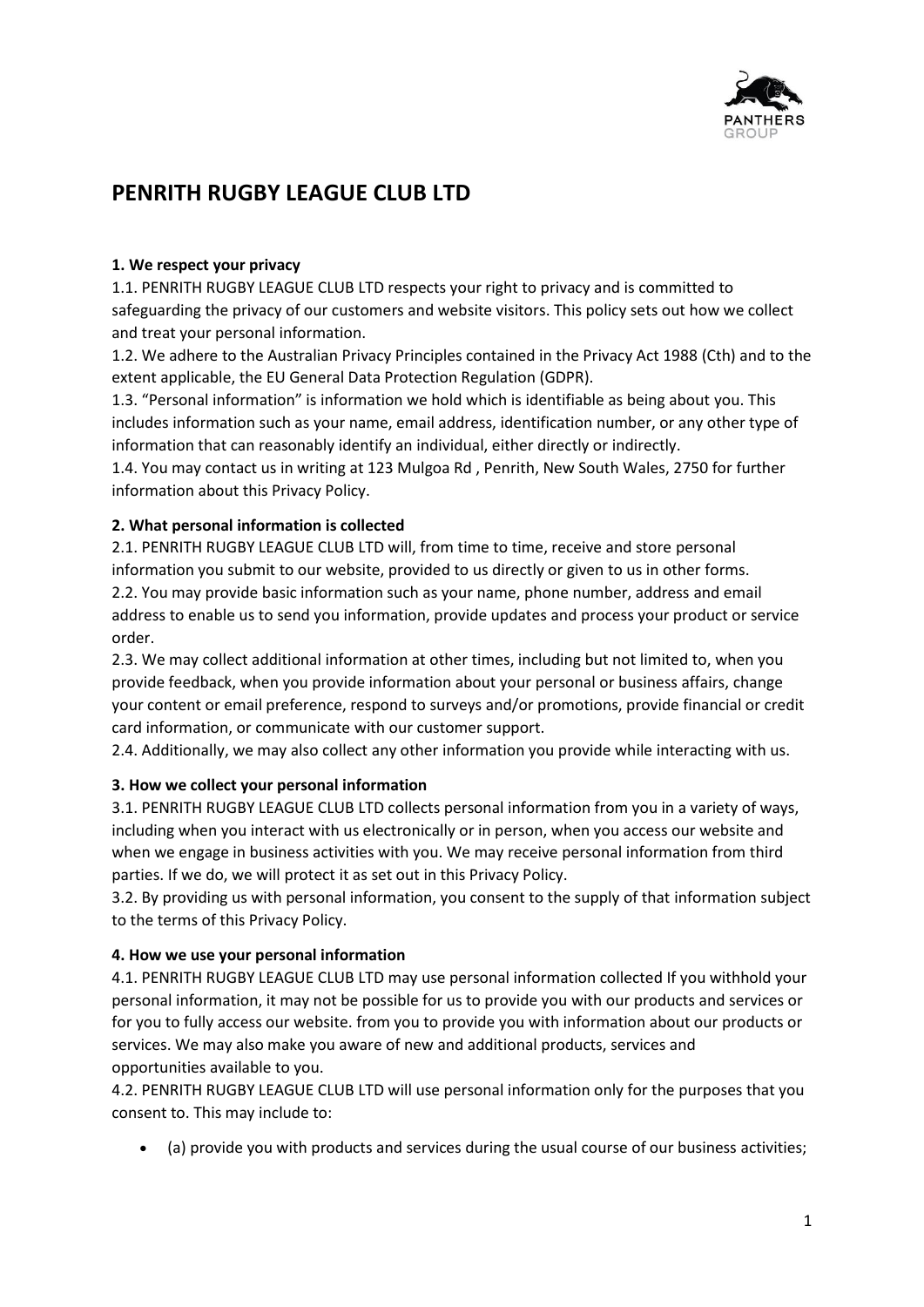# PENRITH RUGBY LEAGUE CLUB LTD

**1. We respect your privacy**

1.1. PENRITH RUGBY LEAGUE CLUB LTD respects your right to privacy and is committed to safeguarding the privacy of our customers and website visitors. This policy sets out how we collect and treat your personal information.

1.2. We adhere to the Australian Privacy Principles contained in the Privacy Act 1988 (Cth) and to the extent applicable, the EU General Data Protection Regulation (GDPR).

1.3. "Personal information" is information we hold which is identifiable as being about you. This includes information such as your name, email address, identification number, or any other type of information that can reasonably identify an individual, either directly or indirectly.

1.4. You may contact us in writing at 123 Mulgoa Rd , Penrith, New South Wales, 2750 for further information about this Privacy Policy.

**2. What personal information is collected**

2.1. PENRITH RUGBY LEAGUE CLUB LTD will, from time to time, receive and store personal information you submit to our website, provided to us directly or given to us in other forms.

2.2. You may provide basic information such as your name, phone number, address and email address to enable us to send you information, provide updates and process your product or service order.

2.3. We may collect additional information at other times, including but not limited to, when you provide feedback, when you provide information about your personal or business affairs, change your content or email preference, respond to surveys and/or promotions, provide financial or credit card information, or communicate with our customer support.

2.4. Additionally, we may also collect any other information you provide while interacting with us.

**3. How we collect your personal information**

3.1. PENRITH RUGBY LEAGUE CLUB LTD collects personal information from you in a variety of ways, including when you interact with us electronically or in person, when you access our website and when we engage in business activities with you. We may receive personal information from third parties. If we do, we will protect it as set out in this Privacy Policy.

3.2. By providing us with personal information, you consent to the supply of that information subject to the terms of this Privacy Policy.

**4. How we use your personal information**

4.1. PENRITH RUGBY LEAGUE CLUB LTD may use personal information collected If you withhold your personal information, it may not be possible for us to provide you with our products and services or for you to fully access our website. from you to provide you with information about our products or services. We may also make you aware of new and additional products, services and opportunities available to you.

4.2. PENRITH RUGBY LEAGUE CLUB LTD will use personal information only for the purposes that you consent to. This may include to:

- (a) provide you with products and services during the usual course of our business activities;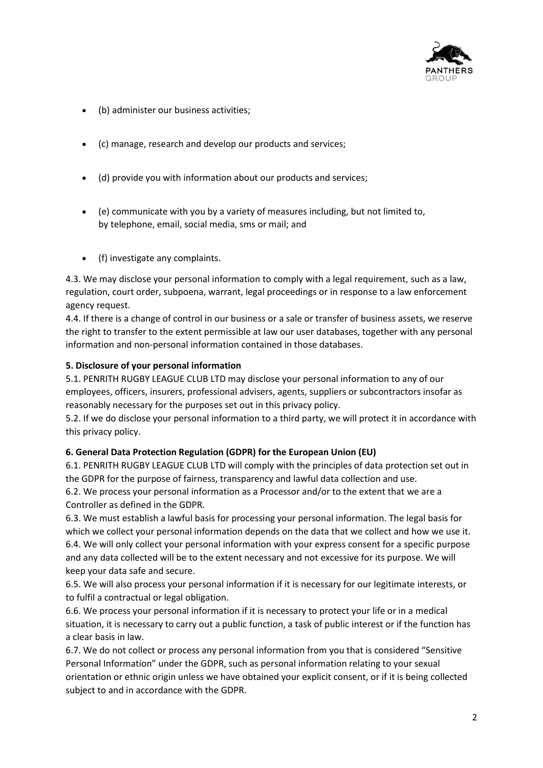- (b) administer our business activities;
- (c) manage, research and develop our products and services;
- (d) provide you with information about our products and services;
- (e) communicate with you by a variety of measures including, but not limited to, by telephone, email, social media, sms or mail; and
- (f) investigate any complaints.

4.3. We may disclose your personal information to comply with a legal requirement, such as a law, regulation, court order, subpoena, warrant, legal proceedings or in response to a law enforcement agency request.

4.4. If there is a change of control in our business or a sale or transfer of business assets, we reserve the right to transfer to the extent permissible at law our user databases, together with any personal information and non-personal information contained in those databases.

**5. Disclosure of your personal information**

5.1. PENRITH RUGBY LEAGUE CLUB LTD may disclose your personal information to any of our employees, officers, insurers, professional advisers, agents, suppliers or subcontractors insofar as reasonably necessary for the purposes set out in this privacy policy.

5.2. If we do disclose your personal information to a third party, we will protect it in accordance with this privacy policy.

**6. General Data Protection Regulation (GDPR) for the European Union (EU)**

6.1. PENRITH RUGBY LEAGUE CLUB LTD will comply with the principles of data protection set out in the GDPR for the purpose of fairness, transparency and lawful data collection and use.

6.2. We process your personal information as a Processor and/or to the extent that we are a Controller as defined in the GDPR.

6.3. We must establish a lawful basis for processing your personal information. The legal basis for which we collect your personal information depends on the data that we collect and how we use it.

6.4. We will only collect your personal information with your express consent for a specific purpose and any data collected will be to the extent necessary and not excessive for its purpose. We will keep your data safe and secure.

6.5. We will also process your personal information if it is necessary for our legitimate interests, or to fulfil a contractual or legal obligation.

6.6. We process your personal information if it is necessary to protect your life or in a medical situation, it is necessary to carry out a public function, a task of public interest or if the function has a clear basis in law.

6.7. We do not collect or process any personal information from you that is considered "Sensitive Personal Information" under the GDPR, such as personal information relating to your sexual orientation or ethnic origin unless we have obtained your explicit consent, or if it is being collected subject to and in accordance with the GDPR.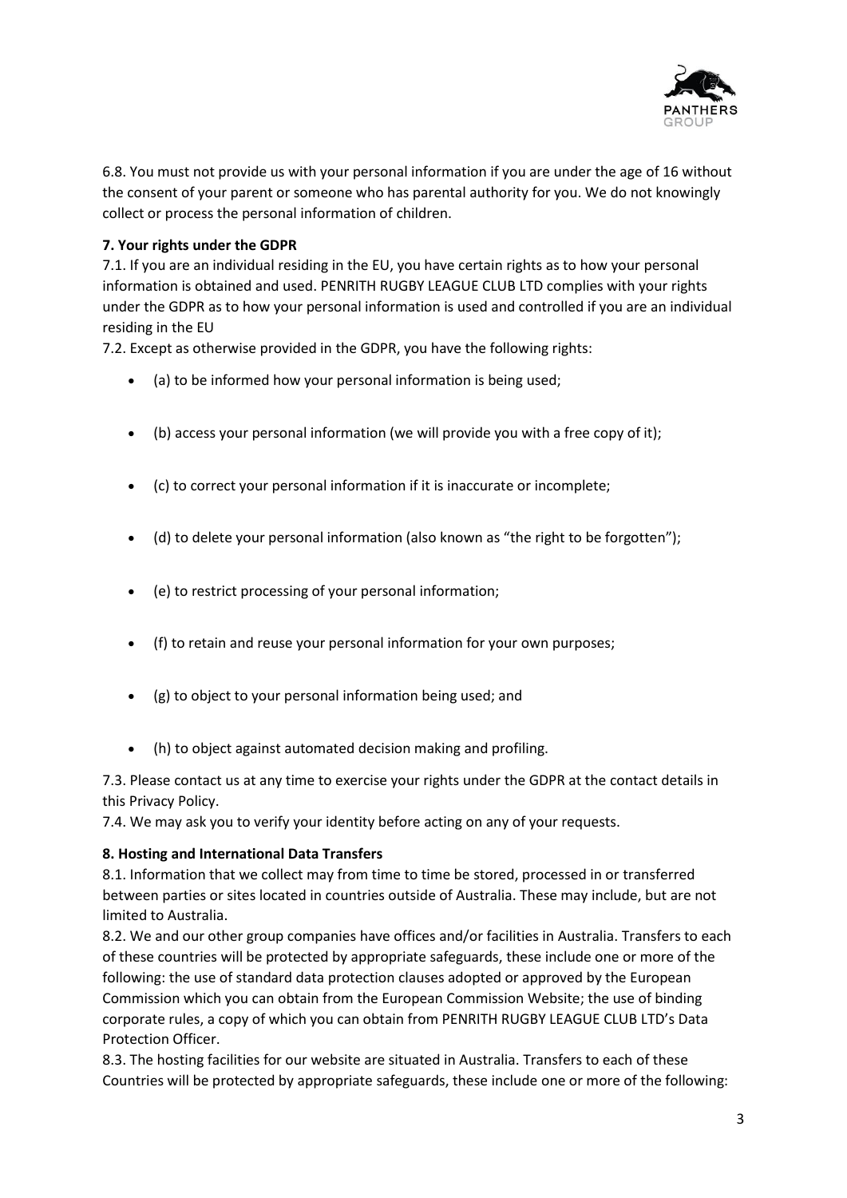6.8. You must not provide us with your personal information if you are under the age of 16 without the consent of your parent or someone who has parental authority for you. We do not knowingly collect or process the personal information of children.

**7. Your rights under the GDPR**

7.1. If you are an individual residing in the EU, you have certain rights as to how your personal information is obtained and used. PENRITH RUGBY LEAGUE CLUB LTD complies with your rights under the GDPR as to how your personal information is used and controlled if you are an individual residing in the EU

7.2. Except as otherwise provided in the GDPR, you have the following rights:

- (a) to be informed how your personal information is being used;
- (b) access your personal information (we will provide you with a free copy of it);
- (c) to correct your personal information if it is inaccurate or incomplete;
- (d) to delete your personal information (also known as "the right to be forgotten");
- (e) to restrict processing of your personal information;
- (f) to retain and reuse your personal information for your own purposes;
- (g) to object to your personal information being used; and
- (h) to object against automated decision making and profiling.

7.3. Please contact us at any time to exercise your rights under the GDPR at the contact details in this Privacy Policy.

7.4. We may ask you to verify your identity before acting on any of your requests.

**8. Hosting and International Data Transfers**

8.1. Information that we collect may from time to time be stored, processed in or transferred between parties or sites located in countries outside of Australia. These may include, but are not limited to Australia.

8.2. We and our other group companies have offices and/or facilities in Australia. Transfers to each of these countries will be protected by appropriate safeguards, these include one or more of the following: the use of standard data protection clauses adopted or approved by the European Commission which you can obtain from the European Commission Website; the use of binding corporate rules, a copy of which you can obtain from PENRITH RUGBY LEAGUE CLUB LTD's Data Protection Officer.

8.3. The hosting facilities for our website are situated in Australia. Transfers to each of these Countries will be protected by appropriate safeguards, these include one or more of the following: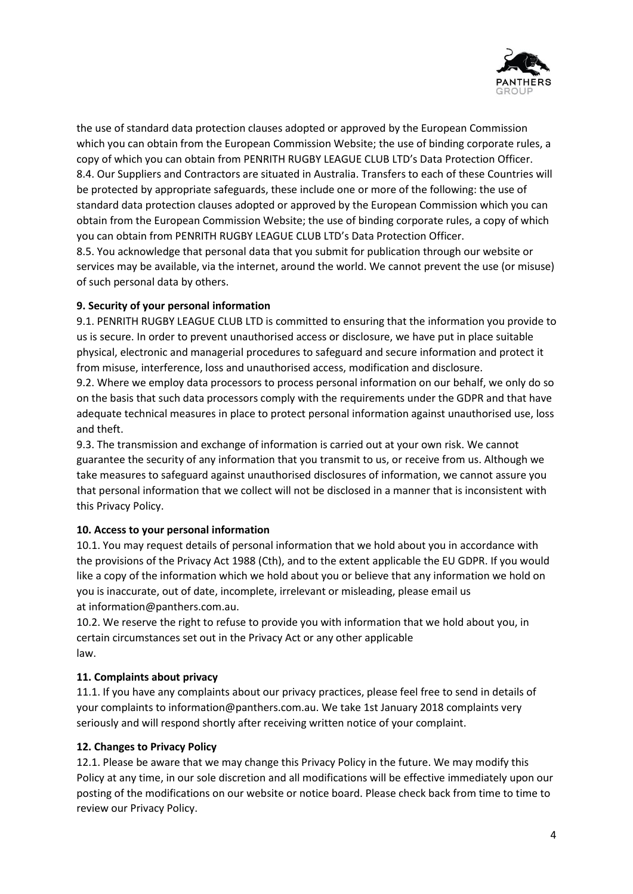the use of standard data protection clauses adopted or approved by the European Commission which you can obtain from the European Commission Website; the use of binding corporate rules, a copy of which you can obtain from PENRITH RUGBY LEAGUE CLUB LTD's Data Protection Officer.

8.4. Our Suppliers and Contractors are situated in Australia. Transfers to each of these Countries will be protected by appropriate safeguards, these include one or more of the following: the use of standard data protection clauses adopted or approved by the European Commission which you can obtain from the European Commission Website; the use of binding corporate rules, a copy of which you can obtain from PENRITH RUGBY LEAGUE CLUB LTD's Data Protection Officer.

8.5. You acknowledge that personal data that you submit for publication through our website or services may be available, via the internet, around the world. We cannot prevent the use (or misuse) of such personal data by others.

**9. Security of your personal information**

9.1. PENRITH RUGBY LEAGUE CLUB LTD is committed to ensuring that the information you provide to us is secure. In order to prevent unauthorised access or disclosure, we have put in place suitable physical, electronic and managerial procedures to safeguard and secure information and protect it from misuse, interference, loss and unauthorised access, modification and disclosure.

9.2. Where we employ data processors to process personal information on our behalf, we only do so on the basis that such data processors comply with the requirements under the GDPR and that have adequate technical measures in place to protect personal information against unauthorised use, loss and theft.

9.3. The transmission and exchange of information is carried out at your own risk. We cannot guarantee the security of any information that you transmit to us, or receive from us. Although we take measures to safeguard against unauthorised disclosures of information, we cannot assure you that personal information that we collect will not be disclosed in a manner that is inconsistent with this Privacy Policy.

**10. Access to your personal information**

10.1. You may request details of personal information that we hold about you in accordance with the provisions of the Privacy Act 1988 (Cth), and to the extent applicable the EU GDPR. If you would like a copy of the information which we hold about you or believe that any information we hold on you is inaccurate, out of date, incomplete, irrelevant or misleading, please email us at information@panthers.com.au.

10.2. We reserve the right to refuse to provide you with information that we hold about you, in certain circumstances set out in the Privacy Act or any other applicable law.

**11. Complaints about privacy**

11.1. If you have any complaints about our privacy practices, please feel free to send in details of your complaints to information@panthers.com.au. We take 1st January 2018 complaints very seriously and will respond shortly after receiving written notice of your complaint.

**12. Changes to Privacy Policy**

12.1. Please be aware that we may change this Privacy Policy in the future. We may modify this Policy at any time, in our sole discretion and all modifications will be effective immediately upon our posting of the modifications on our website or notice board. Please check back from time to time to review our Privacy Policy.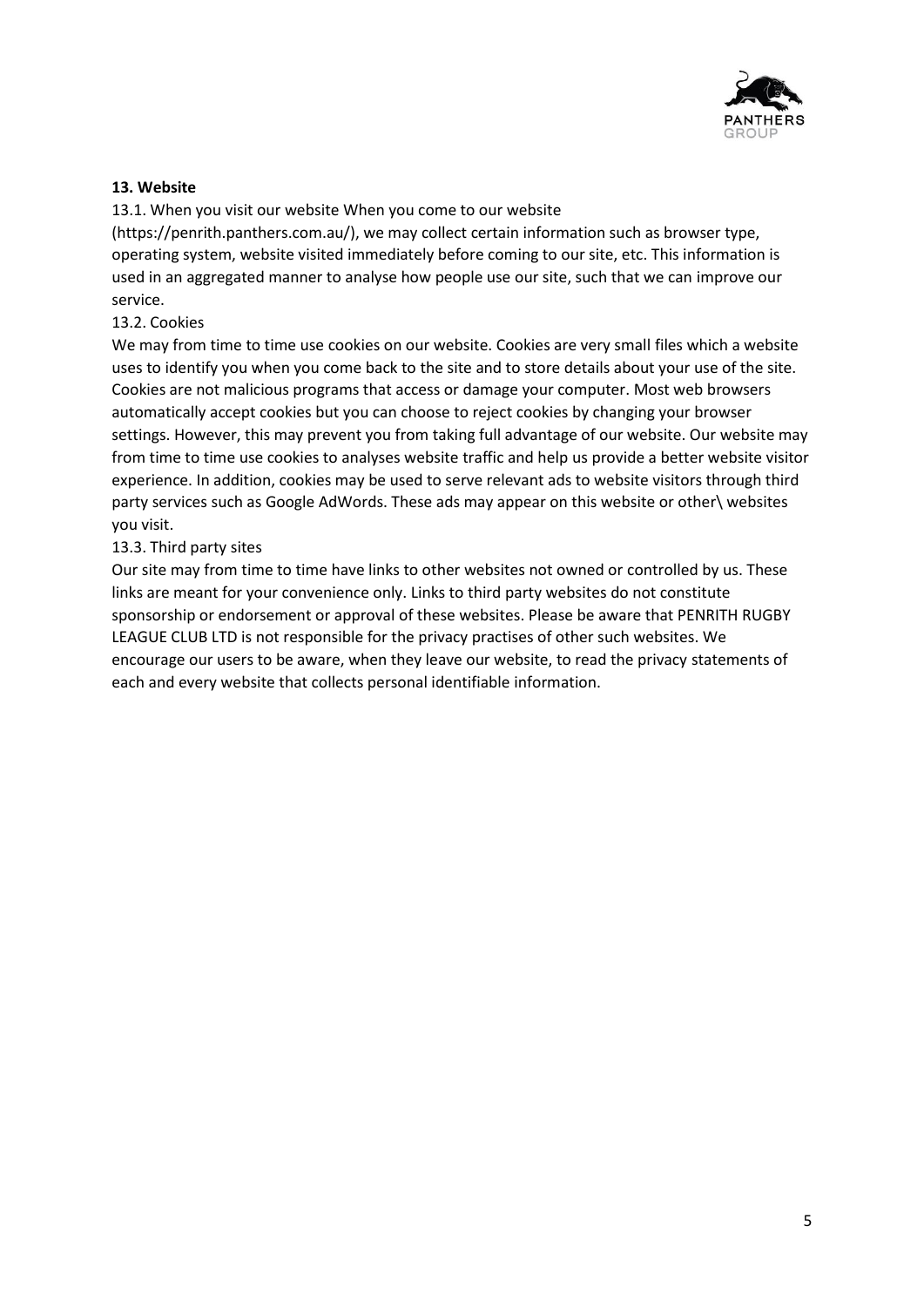**13. Website**

13.1. When you visit our website When you come to our website (https://penrith.panthers.com.au/), we may collect certain information such as browser type, operating system, website visited immediately before coming to our site, etc. This information is used in an aggregated manner to analyse how people use our site, such that we can improve our service.

13.2. Cookies

We may from time to time use cookies on our website. Cookies are very small files which a website uses to identify you when you come back to the site and to store details about your use of the site. Cookies are not malicious programs that access or damage your computer. Most web browsers automatically accept cookies but you can choose to reject cookies by changing your browser settings. However, this may prevent you from taking full advantage of our website. Our website may from time to time use cookies to analyses website traffic and help us provide a better website visitor experience. In addition, cookies may be used to serve relevant ads to website visitors through third party services such as Google AdWords. These ads may appear on this website or other\ websites you visit.

13.3. Third party sites

Our site may from time to time have links to other websites not owned or controlled by us. These links are meant for your convenience only. Links to third party websites do not constitute sponsorship or endorsement or approval of these websites. Please be aware that PENRITH RUGBY LEAGUE CLUB LTD is not responsible for the privacy practises of other such websites. We encourage our users to be aware, when they leave our website, to read the privacy statements of each and every website that collects personal identifiable information.